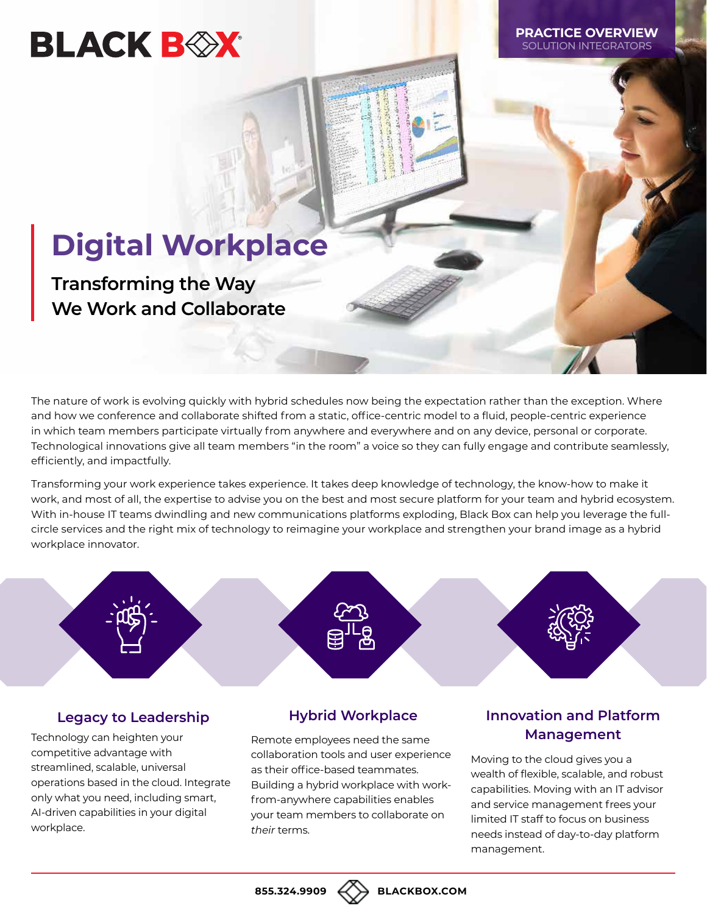BLACK BOX

PRACTICE OVERVIEW
SOLUTION INTEGRATORS

# Digital Workplace

## Transforming the Way We Work and Collaborate

The nature of work is evolving quickly with hybrid schedules now being the expectation rather than the exception. Where and how we conference and collaborate shifted from a static, office-centric model to a fluid, people-centric experience in which team members participate virtually from anywhere and everywhere and on any device, personal or corporate. Technological innovations give all team members "in the room" a voice so they can fully engage and contribute seamlessly, efficiently, and impactfully.

Transforming your work experience takes experience. It takes deep knowledge of technology, the know-how to make it work, and most of all, the expertise to advise you on the best and most secure platform for your team and hybrid ecosystem. With in-house IT teams dwindling and new communications platforms exploding, Black Box can help you leverage the full-circle services and the right mix of technology to reimagine your workplace and strengthen your brand image as a hybrid workplace innovator.

### Legacy to Leadership

Technology can heighten your competitive advantage with streamlined, scalable, universal operations based in the cloud. Integrate only what you need, including smart, AI-driven capabilities in your digital workplace.

### Hybrid Workplace

Remote employees need the same collaboration tools and user experience as their office-based teammates. Building a hybrid workplace with work-from-anywhere capabilities enables your team members to collaborate on *their* terms.

### Innovation and Platform Management

Moving to the cloud gives you a wealth of flexible, scalable, and robust capabilities. Moving with an IT advisor and service management frees your limited IT staff to focus on business needs instead of day-to-day platform management.

855.324.9909 BLACKBOX.COM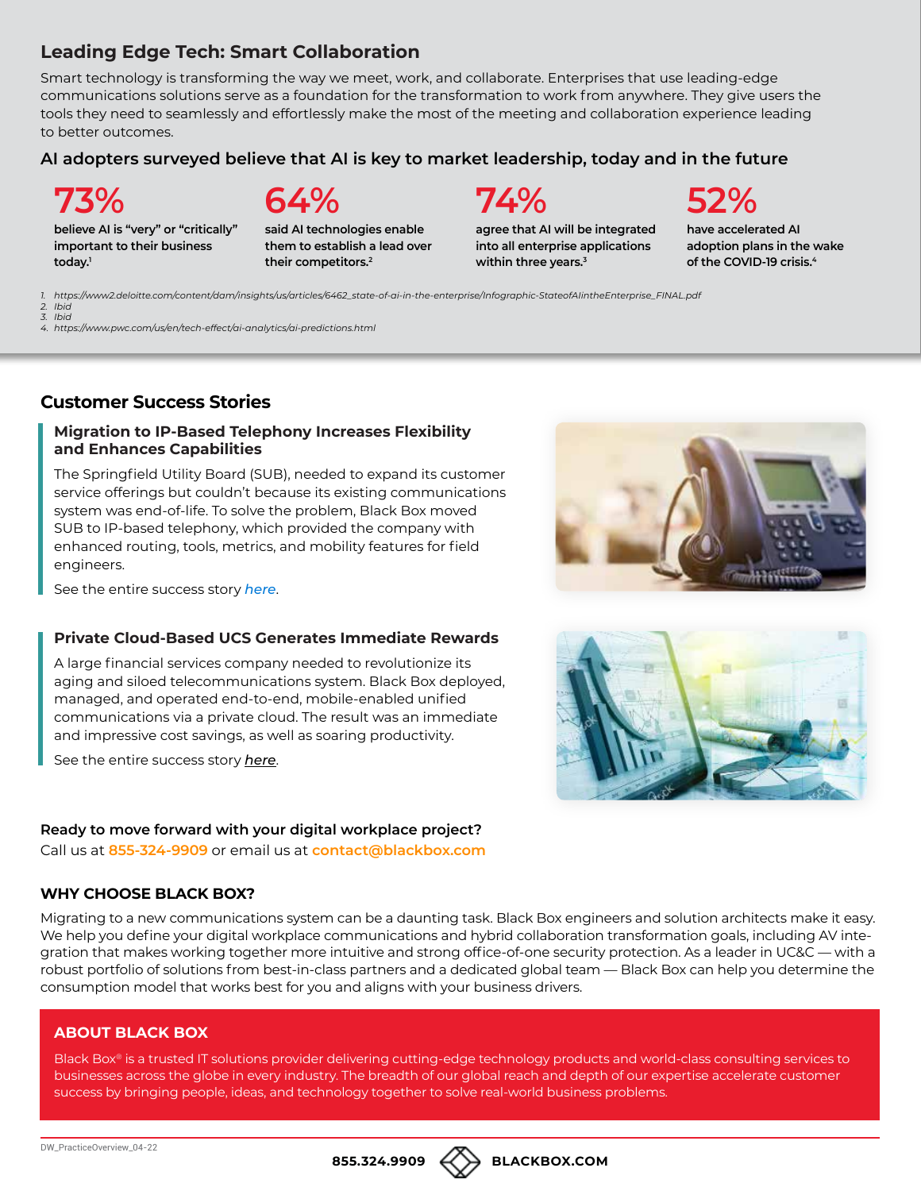## Leading Edge Tech: Smart Collaboration

Smart technology is transforming the way we meet, work, and collaborate. Enterprises that use leading-edge communications solutions serve as a foundation for the transformation to work from anywhere. They give users the tools they need to seamlessly and effortlessly make the most of the meeting and collaboration experience leading to better outcomes.

### AI adopters surveyed believe that AI is key to market leadership, today and in the future

**73%**
believe AI is "very" or "critically" important to their business today.[1]

**64%**
said AI technologies enable them to establish a lead over their competitors.[2]

**74%**
agree that AI will be integrated into all enterprise applications within three years.[3]

**52%**
have accelerated AI adoption plans in the wake of the COVID-19 crisis.[4]

1. *https://www2.deloitte.com/content/dam/insights/us/articles/6462_state-of-ai-in-the-enterprise/Infographic-StateofAIintheEnterprise_FINAL.pdf*
2. *Ibid*
3. *Ibid*
4. *https://www.pwc.com/us/en/tech-effect/ai-analytics/ai-predictions.html*

## Customer Success Stories

### Migration to IP-Based Telephony Increases Flexibility and Enhances Capabilities

The Springfield Utility Board (SUB), needed to expand its customer service offerings but couldn't because its existing communications system was end-of-life. To solve the problem, Black Box moved SUB to IP-based telephony, which provided the company with enhanced routing, tools, metrics, and mobility features for field engineers.

See the entire success story *here*.

### Private Cloud-Based UCS Generates Immediate Rewards

A large financial services company needed to revolutionize its aging and siloed telecommunications system. Black Box deployed, managed, and operated end-to-end, mobile-enabled unified communications via a private cloud. The result was an immediate and impressive cost savings, as well as soaring productivity.

See the entire success story *here*.

**Ready to move forward with your digital workplace project?**
Call us at 855-324-9909 or email us at contact@blackbox.com

### WHY CHOOSE BLACK BOX?

Migrating to a new communications system can be a daunting task. Black Box engineers and solution architects make it easy. We help you define your digital workplace communications and hybrid collaboration transformation goals, including AV integration that makes working together more intuitive and strong office-of-one security protection. As a leader in UC&C — with a robust portfolio of solutions from best-in-class partners and a dedicated global team — Black Box can help you determine the consumption model that works best for you and aligns with your business drivers.

### ABOUT BLACK BOX

Black Box® is a trusted IT solutions provider delivering cutting-edge technology products and world-class consulting services to businesses across the globe in every industry. The breadth of our global reach and depth of our expertise accelerate customer success by bringing people, ideas, and technology together to solve real-world business problems.

DW_PracticeOverview_04-22

855.324.9909 BLACKBOX.COM